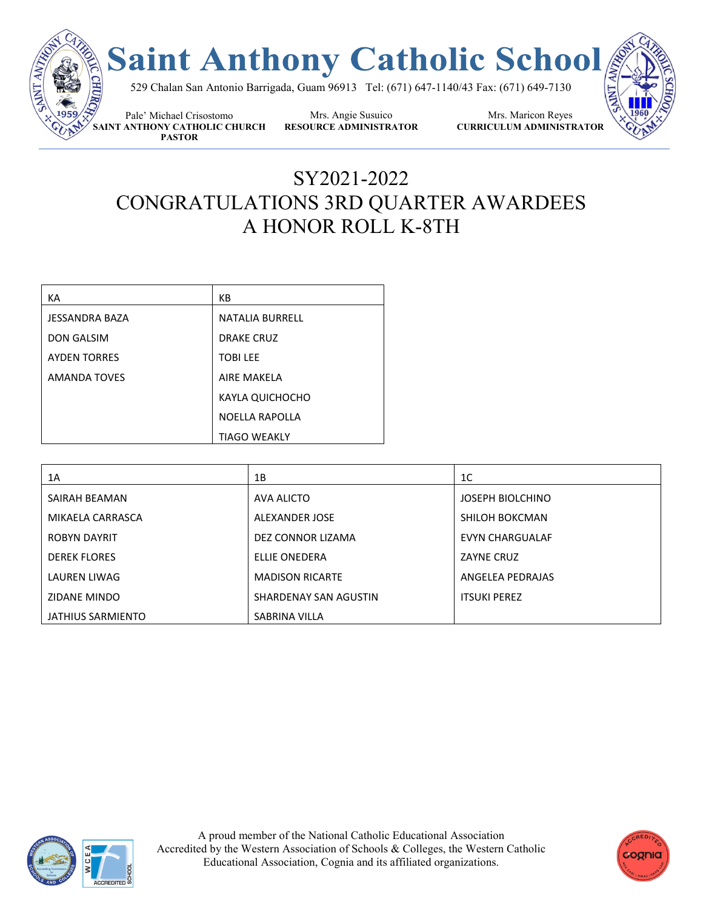# Saint Anthony Catholic School

529 Chalan San Antonio Barrigada, Guam 96913 Tel: (671) 647-1140/43 Fax: (671) 649-7130

Pale' Michael Crisostomo
**SAINT ANTHONY CATHOLIC CHURCH PASTOR**

Mrs. Angie Susuico
**RESOURCE ADMINISTRATOR**

Mrs. Maricon Reyes
**CURRICULUM ADMINISTRATOR**

## SY2021-2022
## CONGRATULATIONS 3RD QUARTER AWARDEES
## A HONOR ROLL K-8TH

| KA | KB |
|---|---|
| JESSANDRA BAZA | NATALIA BURRELL |
| DON GALSIM | DRAKE CRUZ |
| AYDEN TORRES | TOBI LEE |
| AMANDA TOVES | AIRE MAKELA |
| | KAYLA QUICHOCHO |
| | NOELLA RAPOLLA |
| | TIAGO WEAKLY |

| 1A | 1B | 1C |
|---|---|---|
| SAIRAH BEAMAN | AVA ALICTO | JOSEPH BIOLCHINO |
| MIKAELA CARRASCA | ALEXANDER JOSE | SHILOH BOKCMAN |
| ROBYN DAYRIT | DEZ CONNOR LIZAMA | EVYN CHARGUALAF |
| DEREK FLORES | ELLIE ONEDERA | ZAYNE CRUZ |
| LAUREN LIWAG | MADISON RICARTE | ANGELEA PEDRAJAS |
| ZIDANE MINDO | SHARDENAY SAN AGUSTIN | ITSUKI PEREZ |
| JATHIUS SARMIENTO | SABRINA VILLA | |

A proud member of the National Catholic Educational Association
Accredited by the Western Association of Schools & Colleges, the Western Catholic Educational Association, Cognia and its affiliated organizations.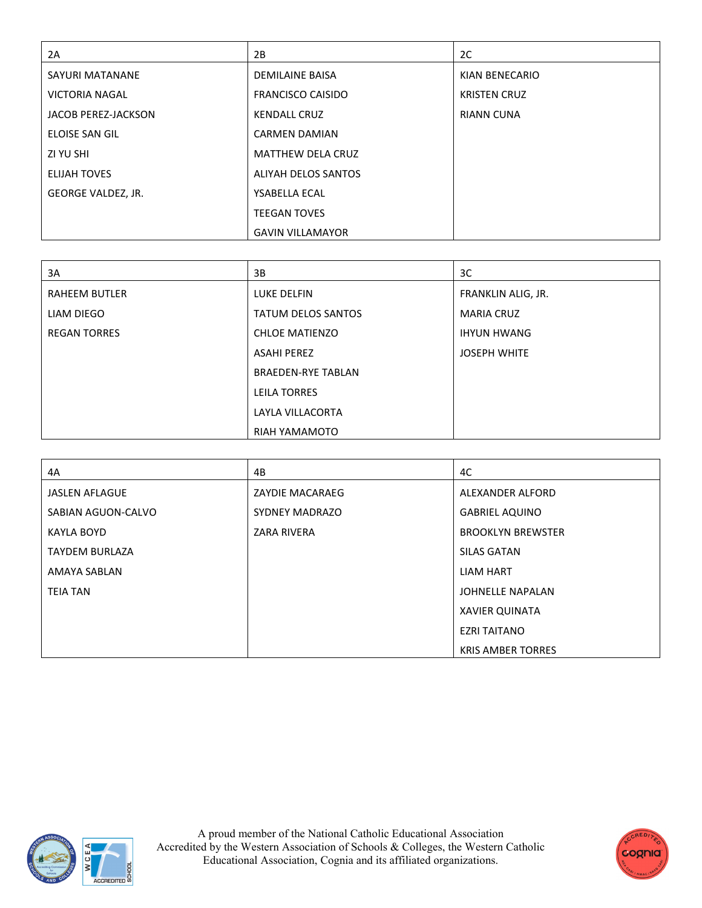| 2A | 2B | 2C |
|---|---|---|
| SAYURI MATANANE | DEMILAINE BAISA | KIAN BENECARIO |
| VICTORIA NAGAL | FRANCISCO CAISIDO | KRISTEN CRUZ |
| JACOB PEREZ-JACKSON | KENDALL CRUZ | RIANN CUNA |
| ELOISE SAN GIL | CARMEN DAMIAN | |
| ZI YU SHI | MATTHEW DELA CRUZ | |
| ELIJAH TOVES | ALIYAH DELOS SANTOS | |
| GEORGE VALDEZ, JR. | YSABELLA ECAL | |
| | TEEGAN TOVES | |
| | GAVIN VILLAMAYOR | |

| 3A | 3B | 3C |
|---|---|---|
| RAHEEM BUTLER | LUKE DELFIN | FRANKLIN ALIG, JR. |
| LIAM DIEGO | TATUM DELOS SANTOS | MARIA CRUZ |
| REGAN TORRES | CHLOE MATIENZO | IHYUN HWANG |
| | ASAHI PEREZ | JOSEPH WHITE |
| | BRAEDEN-RYE TABLAN | |
| | LEILA TORRES | |
| | LAYLA VILLACORTA | |
| | RIAH YAMAMOTO | |

| 4A | 4B | 4C |
|---|---|---|
| JASLEN AFLAGUE | ZAYDIE MACARAEG | ALEXANDER ALFORD |
| SABIAN AGUON-CALVO | SYDNEY MADRAZO | GABRIEL AQUINO |
| KAYLA BOYD | ZARA RIVERA | BROOKLYN BREWSTER |
| TAYDEM BURLAZA | | SILAS GATAN |
| AMAYA SABLAN | | LIAM HART |
| TEIA TAN | | JOHNELLE NAPALAN |
| | | XAVIER QUINATA |
| | | EZRI TAITANO |
| | | KRIS AMBER TORRES |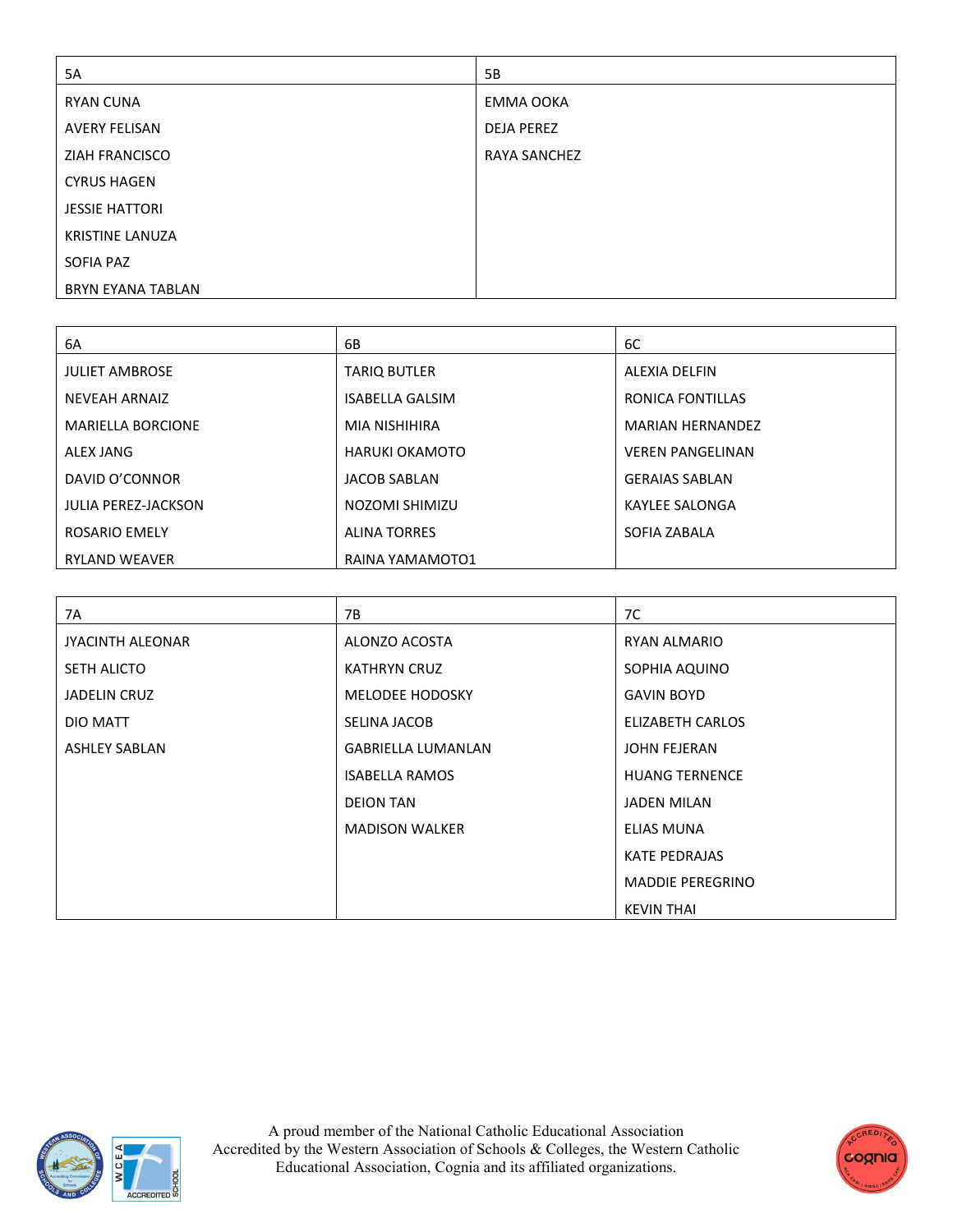| 5A | 5B |
|---|---|
| RYAN CUNA | EMMA OOKA |
| AVERY FELISAN | DEJA PEREZ |
| ZIAH FRANCISCO | RAYA SANCHEZ |
| CYRUS HAGEN | |
| JESSIE HATTORI | |
| KRISTINE LANUZA | |
| SOFIA PAZ | |
| BRYN EYANA TABLAN | |

| 6A | 6B | 6C |
|---|---|---|
| JULIET AMBROSE | TARIQ BUTLER | ALEXIA DELFIN |
| NEVEAH ARNAIZ | ISABELLA GALSIM | RONICA FONTILLAS |
| MARIELLA BORCIONE | MIA NISHIHIRA | MARIAN HERNANDEZ |
| ALEX JANG | HARUKI OKAMOTO | VEREN PANGELINAN |
| DAVID O'CONNOR | JACOB SABLAN | GERAIAS SABLAN |
| JULIA PEREZ-JACKSON | NOZOMI SHIMIZU | KAYLEE SALONGA |
| ROSARIO EMELY | ALINA TORRES | SOFIA ZABALA |
| RYLAND WEAVER | RAINA YAMAMOTO1 | |

| 7A | 7B | 7C |
|---|---|---|
| JYACINTH ALEONAR | ALONZO ACOSTA | RYAN ALMARIO |
| SETH ALICTO | KATHRYN CRUZ | SOPHIA AQUINO |
| JADELIN CRUZ | MELODEE HODOSKY | GAVIN BOYD |
| DIO MATT | SELINA JACOB | ELIZABETH CARLOS |
| ASHLEY SABLAN | GABRIELLA LUMANLAN | JOHN FEJERAN |
| | ISABELLA RAMOS | HUANG TERNENCE |
| | DEION TAN | JADEN MILAN |
| | MADISON WALKER | ELIAS MUNA |
| | | KATE PEDRAJAS |
| | | MADDIE PEREGRINO |
| | | KEVIN THAI |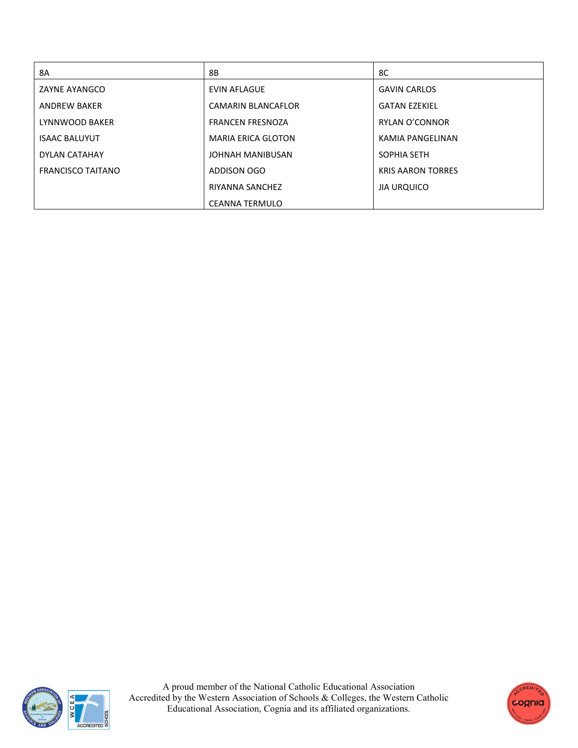| 8A | 8B | 8C |
|---|---|---|
| ZAYNE AYANGCO | EVIN AFLAGUE | GAVIN CARLOS |
| ANDREW BAKER | CAMARIN BLANCAFLOR | GATAN EZEKIEL |
| LYNNWOOD BAKER | FRANCEN FRESNOZA | RYLAN O'CONNOR |
| ISAAC BALUYUT | MARIA ERICA GLOTON | KAMIA PANGELINAN |
| DYLAN CATAHAY | JOHNAH MANIBUSAN | SOPHIA SETH |
| FRANCISCO TAITANO | ADDISON OGO | KRIS AARON TORRES |
| | RIYANNA SANCHEZ | JIA URQUICO |
| | CEANNA TERMULO | |